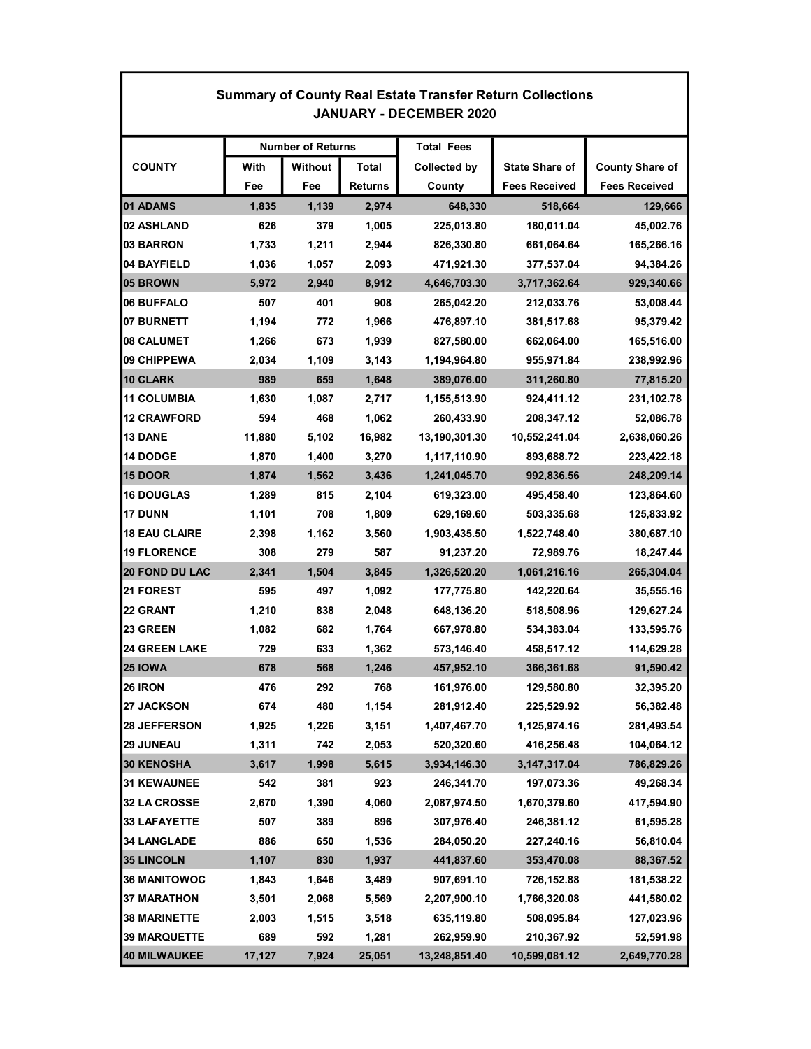## Summary of County Real Estate Transfer Return Collections
## JANUARY - DECEMBER 2020

| COUNTY | Number of Returns | | | Total Fees Collected by County | State Share of Fees Received | County Share of Fees Received |
|---|---|---|---|---|---|---|
| | With Fee | Without Fee | Total Returns | | | |
| 01 ADAMS | 1,835 | 1,139 | 2,974 | 648,330 | 518,664 | 129,666 |
| 02 ASHLAND | 626 | 379 | 1,005 | 225,013.80 | 180,011.04 | 45,002.76 |
| 03 BARRON | 1,733 | 1,211 | 2,944 | 826,330.80 | 661,064.64 | 165,266.16 |
| 04 BAYFIELD | 1,036 | 1,057 | 2,093 | 471,921.30 | 377,537.04 | 94,384.26 |
| 05 BROWN | 5,972 | 2,940 | 8,912 | 4,646,703.30 | 3,717,362.64 | 929,340.66 |
| 06 BUFFALO | 507 | 401 | 908 | 265,042.20 | 212,033.76 | 53,008.44 |
| 07 BURNETT | 1,194 | 772 | 1,966 | 476,897.10 | 381,517.68 | 95,379.42 |
| 08 CALUMET | 1,266 | 673 | 1,939 | 827,580.00 | 662,064.00 | 165,516.00 |
| 09 CHIPPEWA | 2,034 | 1,109 | 3,143 | 1,194,964.80 | 955,971.84 | 238,992.96 |
| 10 CLARK | 989 | 659 | 1,648 | 389,076.00 | 311,260.80 | 77,815.20 |
| 11 COLUMBIA | 1,630 | 1,087 | 2,717 | 1,155,513.90 | 924,411.12 | 231,102.78 |
| 12 CRAWFORD | 594 | 468 | 1,062 | 260,433.90 | 208,347.12 | 52,086.78 |
| 13 DANE | 11,880 | 5,102 | 16,982 | 13,190,301.30 | 10,552,241.04 | 2,638,060.26 |
| 14 DODGE | 1,870 | 1,400 | 3,270 | 1,117,110.90 | 893,688.72 | 223,422.18 |
| 15 DOOR | 1,874 | 1,562 | 3,436 | 1,241,045.70 | 992,836.56 | 248,209.14 |
| 16 DOUGLAS | 1,289 | 815 | 2,104 | 619,323.00 | 495,458.40 | 123,864.60 |
| 17 DUNN | 1,101 | 708 | 1,809 | 629,169.60 | 503,335.68 | 125,833.92 |
| 18 EAU CLAIRE | 2,398 | 1,162 | 3,560 | 1,903,435.50 | 1,522,748.40 | 380,687.10 |
| 19 FLORENCE | 308 | 279 | 587 | 91,237.20 | 72,989.76 | 18,247.44 |
| 20 FOND DU LAC | 2,341 | 1,504 | 3,845 | 1,326,520.20 | 1,061,216.16 | 265,304.04 |
| 21 FOREST | 595 | 497 | 1,092 | 177,775.80 | 142,220.64 | 35,555.16 |
| 22 GRANT | 1,210 | 838 | 2,048 | 648,136.20 | 518,508.96 | 129,627.24 |
| 23 GREEN | 1,082 | 682 | 1,764 | 667,978.80 | 534,383.04 | 133,595.76 |
| 24 GREEN LAKE | 729 | 633 | 1,362 | 573,146.40 | 458,517.12 | 114,629.28 |
| 25 IOWA | 678 | 568 | 1,246 | 457,952.10 | 366,361.68 | 91,590.42 |
| 26 IRON | 476 | 292 | 768 | 161,976.00 | 129,580.80 | 32,395.20 |
| 27 JACKSON | 674 | 480 | 1,154 | 281,912.40 | 225,529.92 | 56,382.48 |
| 28 JEFFERSON | 1,925 | 1,226 | 3,151 | 1,407,467.70 | 1,125,974.16 | 281,493.54 |
| 29 JUNEAU | 1,311 | 742 | 2,053 | 520,320.60 | 416,256.48 | 104,064.12 |
| 30 KENOSHA | 3,617 | 1,998 | 5,615 | 3,934,146.30 | 3,147,317.04 | 786,829.26 |
| 31 KEWAUNEE | 542 | 381 | 923 | 246,341.70 | 197,073.36 | 49,268.34 |
| 32 LA CROSSE | 2,670 | 1,390 | 4,060 | 2,087,974.50 | 1,670,379.60 | 417,594.90 |
| 33 LAFAYETTE | 507 | 389 | 896 | 307,976.40 | 246,381.12 | 61,595.28 |
| 34 LANGLADE | 886 | 650 | 1,536 | 284,050.20 | 227,240.16 | 56,810.04 |
| 35 LINCOLN | 1,107 | 830 | 1,937 | 441,837.60 | 353,470.08 | 88,367.52 |
| 36 MANITOWOC | 1,843 | 1,646 | 3,489 | 907,691.10 | 726,152.88 | 181,538.22 |
| 37 MARATHON | 3,501 | 2,068 | 5,569 | 2,207,900.10 | 1,766,320.08 | 441,580.02 |
| 38 MARINETTE | 2,003 | 1,515 | 3,518 | 635,119.80 | 508,095.84 | 127,023.96 |
| 39 MARQUETTE | 689 | 592 | 1,281 | 262,959.90 | 210,367.92 | 52,591.98 |
| 40 MILWAUKEE | 17,127 | 7,924 | 25,051 | 13,248,851.40 | 10,599,081.12 | 2,649,770.28 |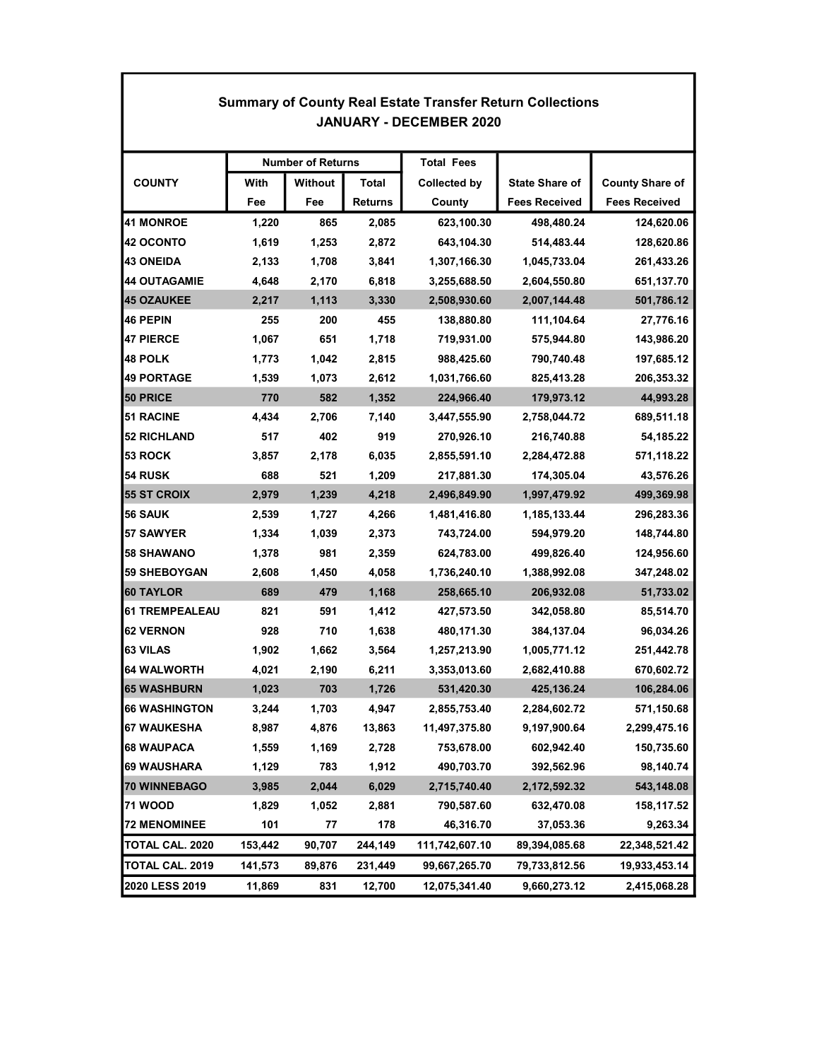## Summary of County Real Estate Transfer Return Collections
## JANUARY - DECEMBER 2020

| COUNTY | Number of Returns | | | Total Fees Collected by County | State Share of Fees Received | County Share of Fees Received |
|---|---|---|---|---|---|---|
| | With Fee | Without Fee | Total Returns | | | |
| 41 MONROE | 1,220 | 865 | 2,085 | 623,100.30 | 498,480.24 | 124,620.06 |
| 42 OCONTO | 1,619 | 1,253 | 2,872 | 643,104.30 | 514,483.44 | 128,620.86 |
| 43 ONEIDA | 2,133 | 1,708 | 3,841 | 1,307,166.30 | 1,045,733.04 | 261,433.26 |
| 44 OUTAGAMIE | 4,648 | 2,170 | 6,818 | 3,255,688.50 | 2,604,550.80 | 651,137.70 |
| 45 OZAUKEE | 2,217 | 1,113 | 3,330 | 2,508,930.60 | 2,007,144.48 | 501,786.12 |
| 46 PEPIN | 255 | 200 | 455 | 138,880.80 | 111,104.64 | 27,776.16 |
| 47 PIERCE | 1,067 | 651 | 1,718 | 719,931.00 | 575,944.80 | 143,986.20 |
| 48 POLK | 1,773 | 1,042 | 2,815 | 988,425.60 | 790,740.48 | 197,685.12 |
| 49 PORTAGE | 1,539 | 1,073 | 2,612 | 1,031,766.60 | 825,413.28 | 206,353.32 |
| 50 PRICE | 770 | 582 | 1,352 | 224,966.40 | 179,973.12 | 44,993.28 |
| 51 RACINE | 4,434 | 2,706 | 7,140 | 3,447,555.90 | 2,758,044.72 | 689,511.18 |
| 52 RICHLAND | 517 | 402 | 919 | 270,926.10 | 216,740.88 | 54,185.22 |
| 53 ROCK | 3,857 | 2,178 | 6,035 | 2,855,591.10 | 2,284,472.88 | 571,118.22 |
| 54 RUSK | 688 | 521 | 1,209 | 217,881.30 | 174,305.04 | 43,576.26 |
| 55 ST CROIX | 2,979 | 1,239 | 4,218 | 2,496,849.90 | 1,997,479.92 | 499,369.98 |
| 56 SAUK | 2,539 | 1,727 | 4,266 | 1,481,416.80 | 1,185,133.44 | 296,283.36 |
| 57 SAWYER | 1,334 | 1,039 | 2,373 | 743,724.00 | 594,979.20 | 148,744.80 |
| 58 SHAWANO | 1,378 | 981 | 2,359 | 624,783.00 | 499,826.40 | 124,956.60 |
| 59 SHEBOYGAN | 2,608 | 1,450 | 4,058 | 1,736,240.10 | 1,388,992.08 | 347,248.02 |
| 60 TAYLOR | 689 | 479 | 1,168 | 258,665.10 | 206,932.08 | 51,733.02 |
| 61 TREMPEALEAU | 821 | 591 | 1,412 | 427,573.50 | 342,058.80 | 85,514.70 |
| 62 VERNON | 928 | 710 | 1,638 | 480,171.30 | 384,137.04 | 96,034.26 |
| 63 VILAS | 1,902 | 1,662 | 3,564 | 1,257,213.90 | 1,005,771.12 | 251,442.78 |
| 64 WALWORTH | 4,021 | 2,190 | 6,211 | 3,353,013.60 | 2,682,410.88 | 670,602.72 |
| 65 WASHBURN | 1,023 | 703 | 1,726 | 531,420.30 | 425,136.24 | 106,284.06 |
| 66 WASHINGTON | 3,244 | 1,703 | 4,947 | 2,855,753.40 | 2,284,602.72 | 571,150.68 |
| 67 WAUKESHA | 8,987 | 4,876 | 13,863 | 11,497,375.80 | 9,197,900.64 | 2,299,475.16 |
| 68 WAUPACA | 1,559 | 1,169 | 2,728 | 753,678.00 | 602,942.40 | 150,735.60 |
| 69 WAUSHARA | 1,129 | 783 | 1,912 | 490,703.70 | 392,562.96 | 98,140.74 |
| 70 WINNEBAGO | 3,985 | 2,044 | 6,029 | 2,715,740.40 | 2,172,592.32 | 543,148.08 |
| 71 WOOD | 1,829 | 1,052 | 2,881 | 790,587.60 | 632,470.08 | 158,117.52 |
| 72 MENOMINEE | 101 | 77 | 178 | 46,316.70 | 37,053.36 | 9,263.34 |
| TOTAL CAL. 2020 | 153,442 | 90,707 | 244,149 | 111,742,607.10 | 89,394,085.68 | 22,348,521.42 |
| TOTAL CAL. 2019 | 141,573 | 89,876 | 231,449 | 99,667,265.70 | 79,733,812.56 | 19,933,453.14 |
| 2020 LESS 2019 | 11,869 | 831 | 12,700 | 12,075,341.40 | 9,660,273.12 | 2,415,068.28 |